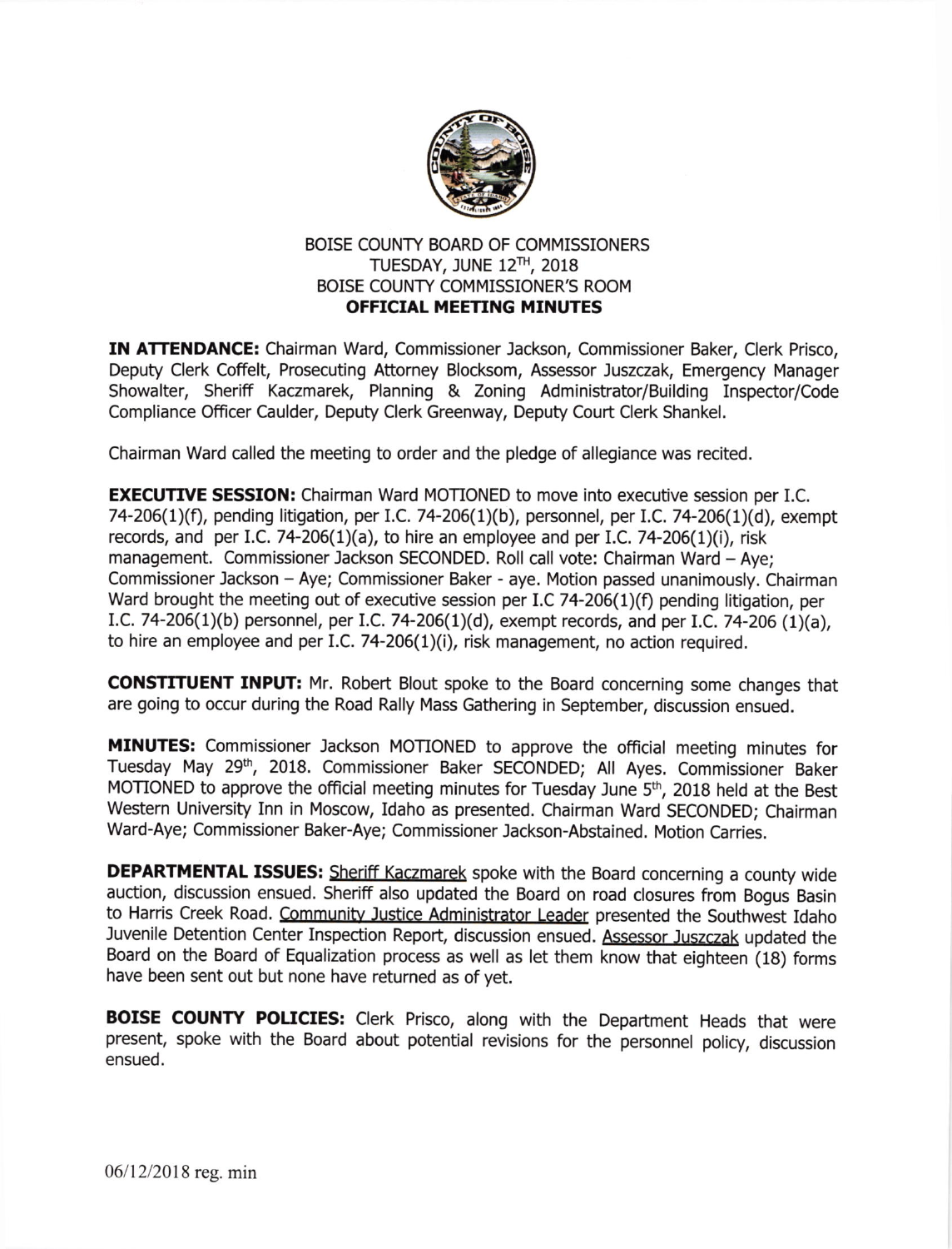BOISE COUNTY BOARD OF COMMISSIONERS
TUESDAY, JUNE 12TH, 2018
BOISE COUNTY COMMISSIONER'S ROOM
**OFFICIAL MEETING MINUTES**

**IN ATTENDANCE:** Chairman Ward, Commissioner Jackson, Commissioner Baker, Clerk Prisco, Deputy Clerk Coffelt, Prosecuting Attorney Blocksom, Assessor Juszczak, Emergency Manager Showalter, Sheriff Kaczmarek, Planning & Zoning Administrator/Building Inspector/Code Compliance Officer Caulder, Deputy Clerk Greenway, Deputy Court Clerk Shankel.

Chairman Ward called the meeting to order and the pledge of allegiance was recited.

**EXECUTIVE SESSION:** Chairman Ward MOTIONED to move into executive session per I.C. 74-206(1)(f), pending litigation, per I.C. 74-206(1)(b), personnel, per I.C. 74-206(1)(d), exempt records, and per I.C. 74-206(1)(a), to hire an employee and per I.C. 74-206(1)(i), risk management. Commissioner Jackson SECONDED. Roll call vote: Chairman Ward – Aye; Commissioner Jackson – Aye; Commissioner Baker - aye. Motion passed unanimously. Chairman Ward brought the meeting out of executive session per I.C 74-206(1)(f) pending litigation, per I.C. 74-206(1)(b) personnel, per I.C. 74-206(1)(d), exempt records, and per I.C. 74-206 (1)(a), to hire an employee and per I.C. 74-206(1)(i), risk management, no action required.

**CONSTITUENT INPUT:** Mr. Robert Blout spoke to the Board concerning some changes that are going to occur during the Road Rally Mass Gathering in September, discussion ensued.

**MINUTES:** Commissioner Jackson MOTIONED to approve the official meeting minutes for Tuesday May 29th, 2018. Commissioner Baker SECONDED; All Ayes. Commissioner Baker MOTIONED to approve the official meeting minutes for Tuesday June 5th, 2018 held at the Best Western University Inn in Moscow, Idaho as presented. Chairman Ward SECONDED; Chairman Ward-Aye; Commissioner Baker-Aye; Commissioner Jackson-Abstained. Motion Carries.

**DEPARTMENTAL ISSUES:** Sheriff Kaczmarek spoke with the Board concerning a county wide auction, discussion ensued. Sheriff also updated the Board on road closures from Bogus Basin to Harris Creek Road. Community Justice Administrator Leader presented the Southwest Idaho Juvenile Detention Center Inspection Report, discussion ensued. Assessor Juszczak updated the Board on the Board of Equalization process as well as let them know that eighteen (18) forms have been sent out but none have returned as of yet.

**BOISE COUNTY POLICIES:** Clerk Prisco, along with the Department Heads that were present, spoke with the Board about potential revisions for the personnel policy, discussion ensued.

06/12/2018 reg. min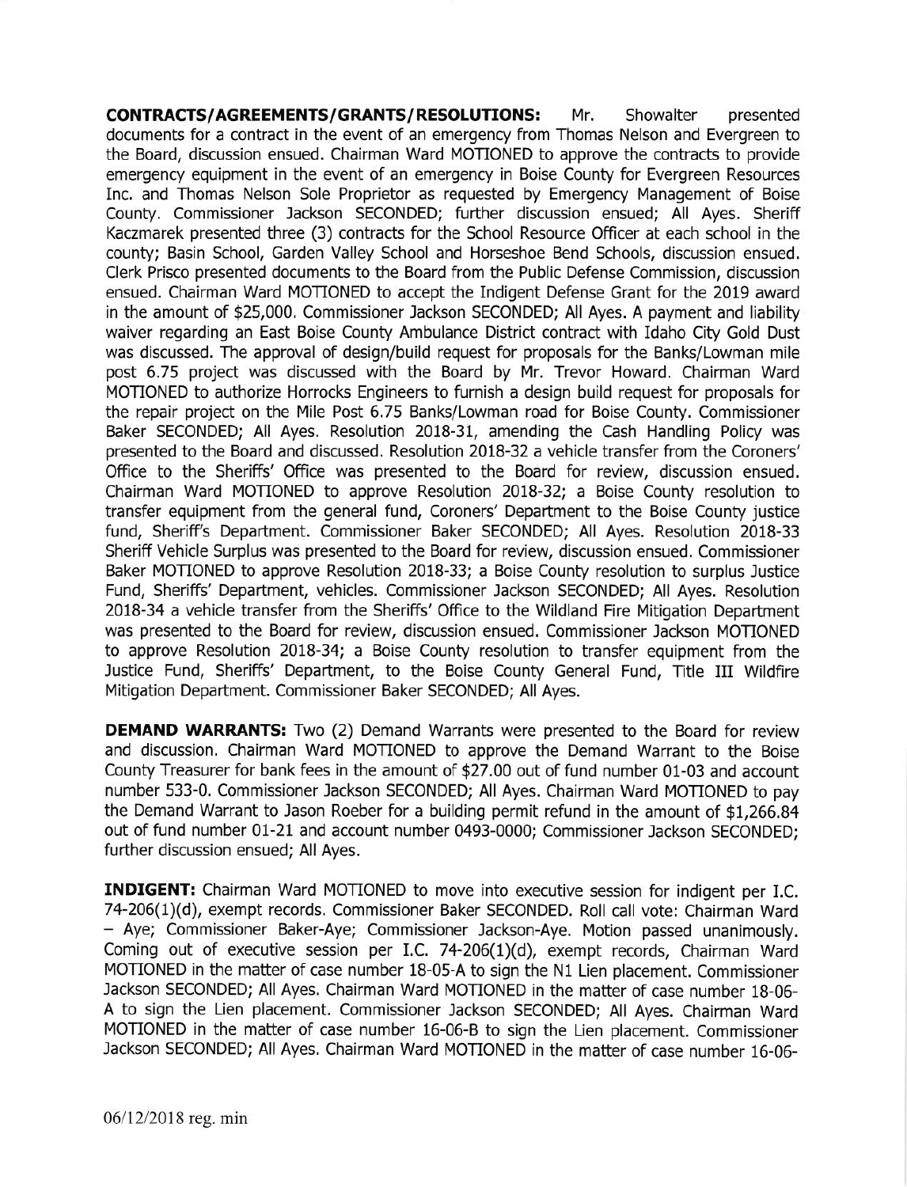**CONTRACTS/AGREEMENTS/GRANTS/RESOLUTIONS:** Mr. Showalter presented documents for a contract in the event of an emergency from Thomas Nelson and Evergreen to the Board, discussion ensued. Chairman Ward MOTIONED to approve the contracts to provide emergency equipment in the event of an emergency in Boise County for Evergreen Resources Inc. and Thomas Nelson Sole Proprietor as requested by Emergency Management of Boise County. Commissioner Jackson SECONDED; further discussion ensued; All Ayes. Sheriff Kaczmarek presented three (3) contracts for the School Resource Officer at each school in the county; Basin School, Garden Valley School and Horseshoe Bend Schools, discussion ensued. Clerk Prisco presented documents to the Board from the Public Defense Commission, discussion ensued. Chairman Ward MOTIONED to accept the Indigent Defense Grant for the 2019 award in the amount of $25,000. Commissioner Jackson SECONDED; All Ayes. A payment and liability waiver regarding an East Boise County Ambulance District contract with Idaho City Gold Dust was discussed. The approval of design/build request for proposals for the Banks/Lowman mile post 6.75 project was discussed with the Board by Mr. Trevor Howard. Chairman Ward MOTIONED to authorize Horrocks Engineers to furnish a design build request for proposals for the repair project on the Mile Post 6.75 Banks/Lowman road for Boise County. Commissioner Baker SECONDED; All Ayes. Resolution 2018-31, amending the Cash Handling Policy was presented to the Board and discussed. Resolution 2018-32 a vehicle transfer from the Coroners' Office to the Sheriffs' Office was presented to the Board for review, discussion ensued. Chairman Ward MOTIONED to approve Resolution 2018-32; a Boise County resolution to transfer equipment from the general fund, Coroners' Department to the Boise County justice fund, Sheriff's Department. Commissioner Baker SECONDED; All Ayes. Resolution 2018-33 Sheriff Vehicle Surplus was presented to the Board for review, discussion ensued. Commissioner Baker MOTIONED to approve Resolution 2018-33; a Boise County resolution to surplus Justice Fund, Sheriffs' Department, vehicles. Commissioner Jackson SECONDED; All Ayes. Resolution 2018-34 a vehicle transfer from the Sheriffs' Office to the Wildland Fire Mitigation Department was presented to the Board for review, discussion ensued. Commissioner Jackson MOTIONED to approve Resolution 2018-34; a Boise County resolution to transfer equipment from the Justice Fund, Sheriffs' Department, to the Boise County General Fund, Title III Wildfire Mitigation Department. Commissioner Baker SECONDED; All Ayes.

**DEMAND WARRANTS:** Two (2) Demand Warrants were presented to the Board for review and discussion. Chairman Ward MOTIONED to approve the Demand Warrant to the Boise County Treasurer for bank fees in the amount of $27.00 out of fund number 01-03 and account number 533-0. Commissioner Jackson SECONDED; All Ayes. Chairman Ward MOTIONED to pay the Demand Warrant to Jason Roeber for a building permit refund in the amount of $1,266.84 out of fund number 01-21 and account number 0493-0000; Commissioner Jackson SECONDED; further discussion ensued; All Ayes.

**INDIGENT:** Chairman Ward MOTIONED to move into executive session for indigent per I.C. 74-206(1)(d), exempt records. Commissioner Baker SECONDED. Roll call vote: Chairman Ward – Aye; Commissioner Baker-Aye; Commissioner Jackson-Aye. Motion passed unanimously. Coming out of executive session per I.C. 74-206(1)(d), exempt records, Chairman Ward MOTIONED in the matter of case number 18-05-A to sign the N1 Lien placement. Commissioner Jackson SECONDED; All Ayes. Chairman Ward MOTIONED in the matter of case number 18-06-A to sign the Lien placement. Commissioner Jackson SECONDED; All Ayes. Chairman Ward MOTIONED in the matter of case number 16-06-B to sign the Lien placement. Commissioner Jackson SECONDED; All Ayes. Chairman Ward MOTIONED in the matter of case number 16-06-